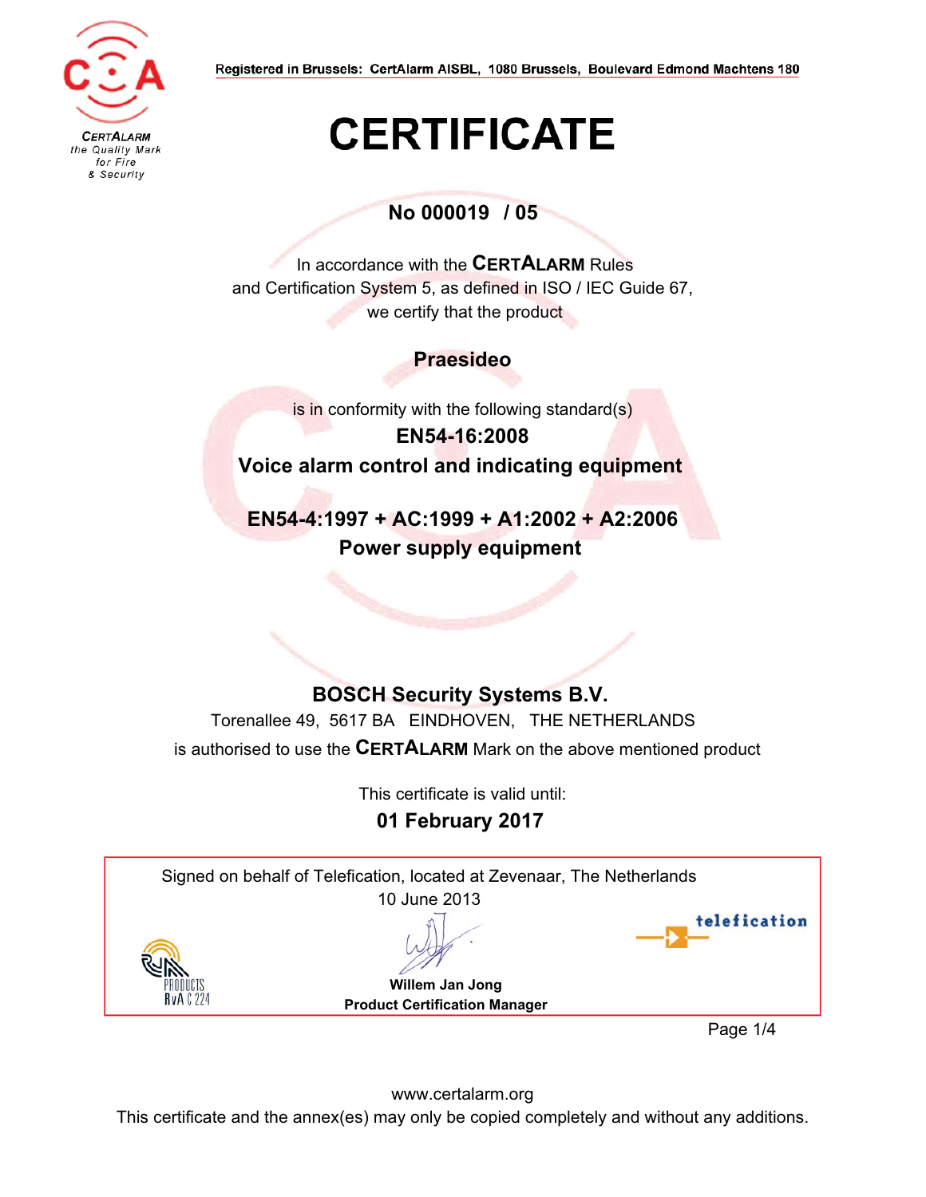CERTALARM
the Quality Mark
for Fire
& Security

Registered in Brussels: CertAlarm AISBL, 1080 Brussels, Boulevard Edmond Machtens 180

# CERTIFICATE

## No 000019 / 05

In accordance with the **CERTALARM** Rules
and Certification System 5, as defined in ISO / IEC Guide 67,
we certify that the product

**Praesideo**

is in conformity with the following standard(s)

**EN54-16:2008**
**Voice alarm control and indicating equipment**

**EN54-4:1997 + AC:1999 + A1:2002 + A2:2006**
**Power supply equipment**

**BOSCH Security Systems B.V.**
Torenallee 49, 5617 BA EINDHOVEN, THE NETHERLANDS
is authorised to use the **CERTALARM** Mark on the above mentioned product

This certificate is valid until:
**01 February 2017**

Signed on behalf of Telefication, located at Zevenaar, The Netherlands
10 June 2013

**Willem Jan Jong**
**Product Certification Manager**

PRODUCTS
RvA C 224

telefication

www.certalarm.org
This certificate and the annex(es) may only be copied completely and without any additions.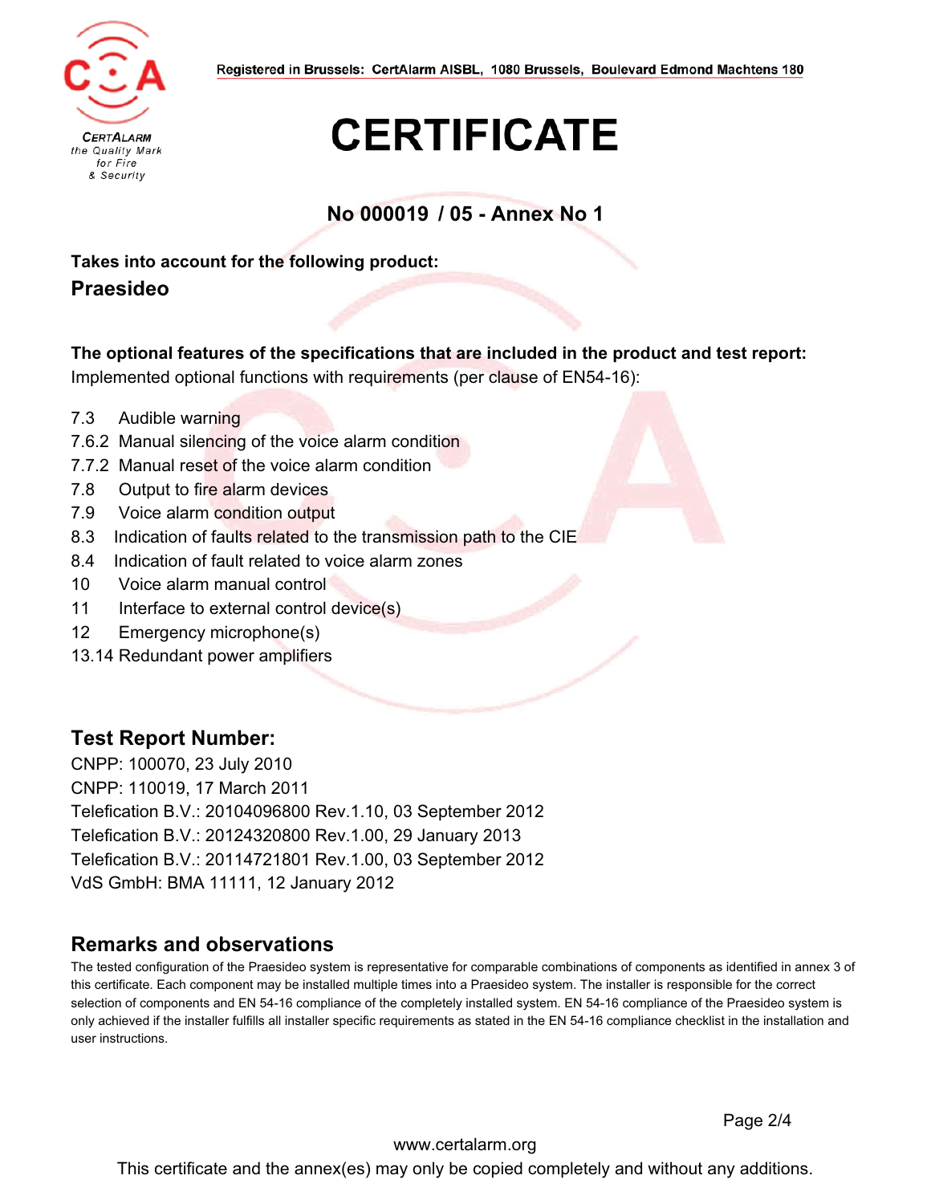Registered in Brussels: CertAlarm AISBL, 1080 Brussels, Boulevard Edmond Machtens 180

# CERTIFICATE

## No 000019 / 05 - Annex No 1

**Takes into account for the following product:**

**Praesideo**

**The optional features of the specifications that are included in the product and test report:**

Implemented optional functions with requirements (per clause of EN54-16):

- 7.3 Audible warning
- 7.6.2 Manual silencing of the voice alarm condition
- 7.7.2 Manual reset of the voice alarm condition
- 7.8 Output to fire alarm devices
- 7.9 Voice alarm condition output
- 8.3 Indication of faults related to the transmission path to the CIE
- 8.4 Indication of fault related to voice alarm zones
- 10 Voice alarm manual control
- 11 Interface to external control device(s)
- 12 Emergency microphone(s)
- 13.14 Redundant power amplifiers

## Test Report Number:

CNPP: 100070, 23 July 2010
CNPP: 110019, 17 March 2011
Telefication B.V.: 20104096800 Rev.1.10, 03 September 2012
Telefication B.V.: 20124320800 Rev.1.00, 29 January 2013
Telefication B.V.: 20114721801 Rev.1.00, 03 September 2012
VdS GmbH: BMA 11111, 12 January 2012

## Remarks and observations

The tested configuration of the Praesideo system is representative for comparable combinations of components as identified in annex 3 of this certificate. Each component may be installed multiple times into a Praesideo system. The installer is responsible for the correct selection of components and EN 54-16 compliance of the completely installed system. EN 54-16 compliance of the Praesideo system is only achieved if the installer fulfills all installer specific requirements as stated in the EN 54-16 compliance checklist in the installation and user instructions.

www.certalarm.org

This certificate and the annex(es) may only be copied completely and without any additions.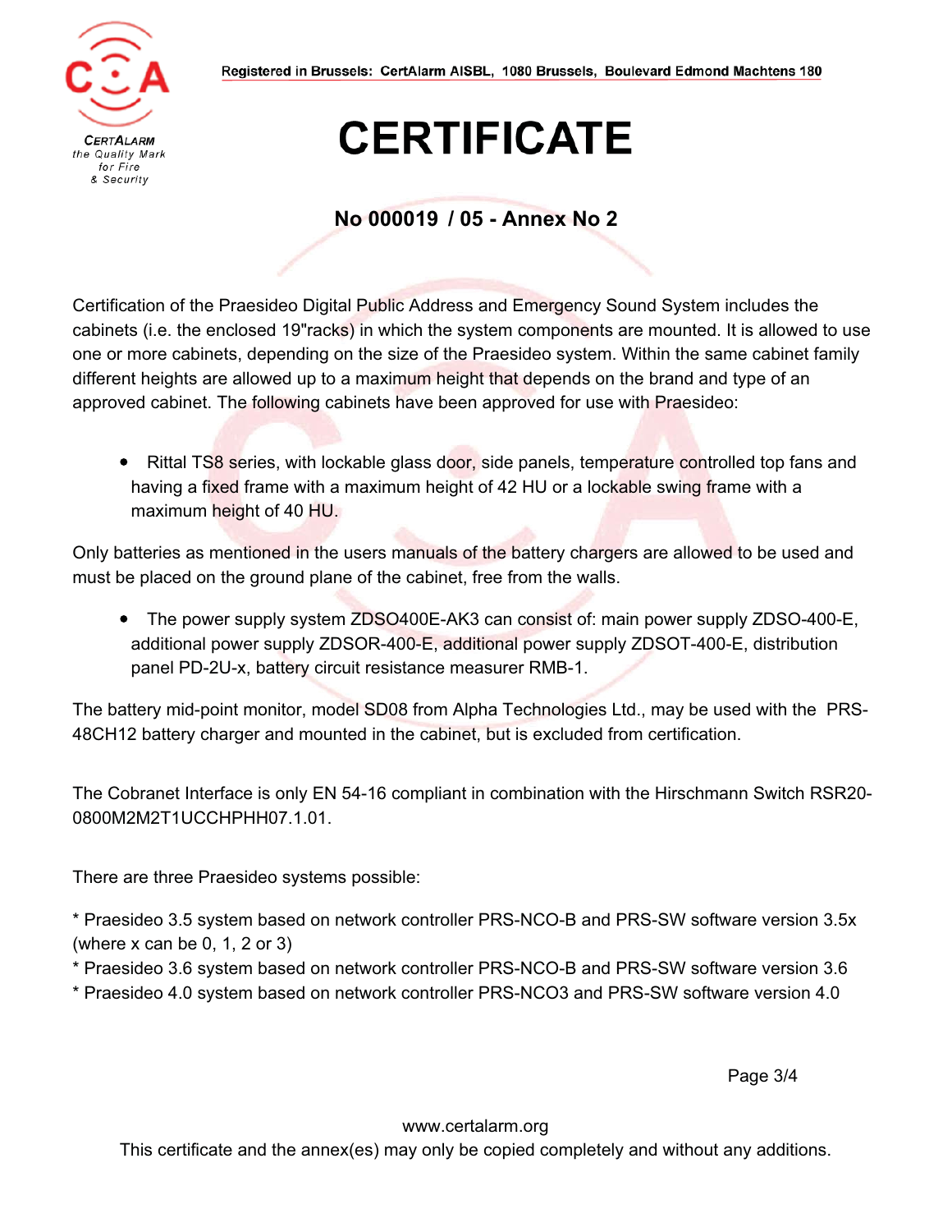Registered in Brussels: CertAlarm AISBL, 1080 Brussels, Boulevard Edmond Machtens 180

CERTALARM
*the Quality Mark for Fire & Security*

# CERTIFICATE

## No 000019 / 05 - Annex No 2

Certification of the Praesideo Digital Public Address and Emergency Sound System includes the cabinets (i.e. the enclosed 19"racks) in which the system components are mounted. It is allowed to use one or more cabinets, depending on the size of the Praesideo system. Within the same cabinet family different heights are allowed up to a maximum height that depends on the brand and type of an approved cabinet. The following cabinets have been approved for use with Praesideo:

- Rittal TS8 series, with lockable glass door, side panels, temperature controlled top fans and having a fixed frame with a maximum height of 42 HU or a lockable swing frame with a maximum height of 40 HU.

Only batteries as mentioned in the users manuals of the battery chargers are allowed to be used and must be placed on the ground plane of the cabinet, free from the walls.

- The power supply system ZDSO400E-AK3 can consist of: main power supply ZDSO-400-E, additional power supply ZDSOR-400-E, additional power supply ZDSOT-400-E, distribution panel PD-2U-x, battery circuit resistance measurer RMB-1.

The battery mid-point monitor, model SD08 from Alpha Technologies Ltd., may be used with the PRS-48CH12 battery charger and mounted in the cabinet, but is excluded from certification.

The Cobranet Interface is only EN 54-16 compliant in combination with the Hirschmann Switch RSR20-0800M2M2T1UCCHPHH07.1.01.

There are three Praesideo systems possible:

* Praesideo 3.5 system based on network controller PRS-NCO-B and PRS-SW software version 3.5x (where x can be 0, 1, 2 or 3)
* Praesideo 3.6 system based on network controller PRS-NCO-B and PRS-SW software version 3.6
* Praesideo 4.0 system based on network controller PRS-NCO3 and PRS-SW software version 4.0

www.certalarm.org
This certificate and the annex(es) may only be copied completely and without any additions.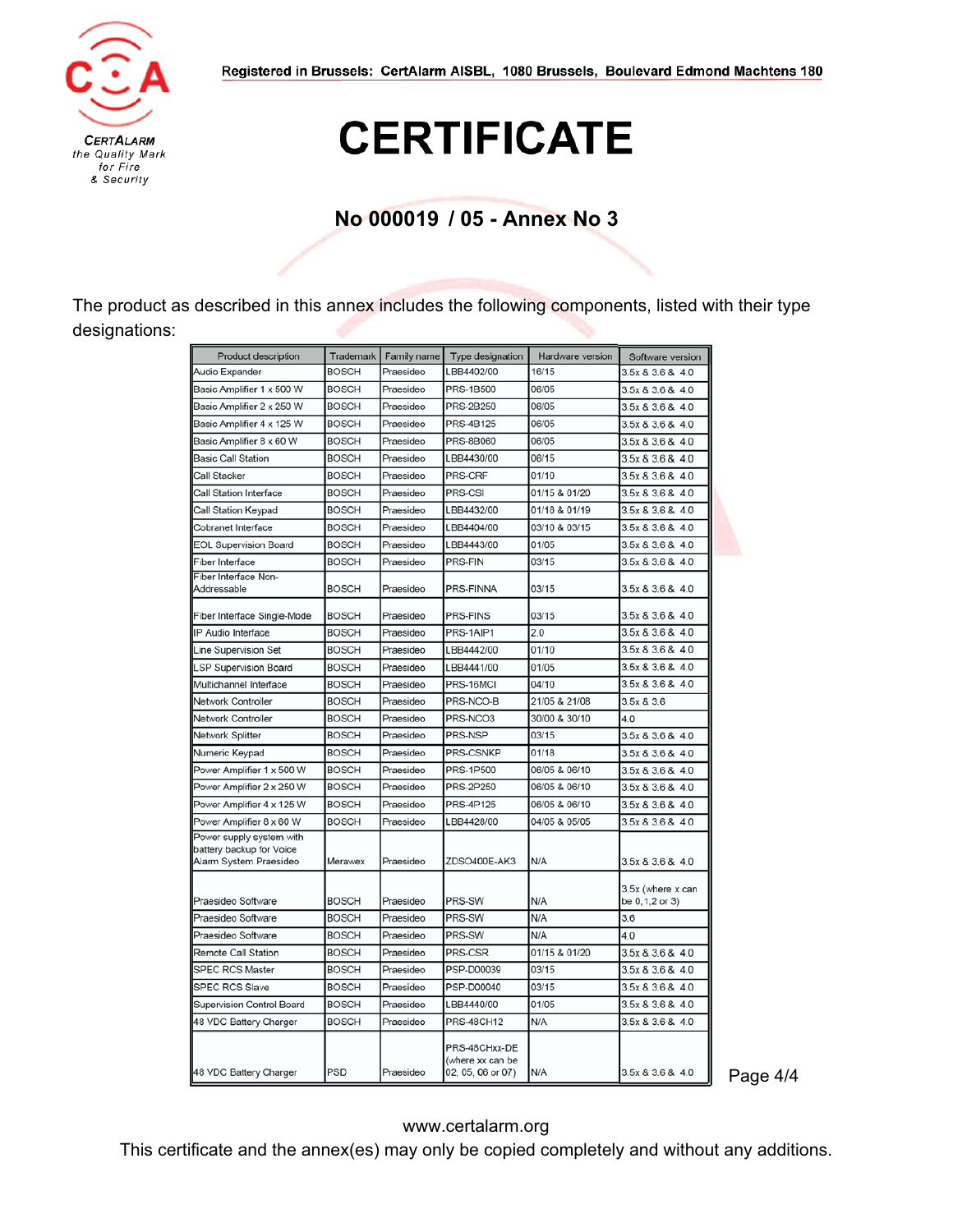CERTALARM
the Quality Mark
for Fire
& Security

Registered in Brussels: CertAlarm AISBL, 1080 Brussels, Boulevard Edmond Machtens 180

# CERTIFICATE

## No 000019 / 05 - Annex No 3

The product as described in this annex includes the following components, listed with their type designations:

| Product description | Trademark | Family name | Type designation | Hardware version | Software version |
|---|---|---|---|---|---|
| Audio Expander | BOSCH | Praesideo | LBB4402/00 | 16/15 | 3.5x & 3.6 & 4.0 |
| Basic Amplifier 1 x 500 W | BOSCH | Praesideo | PRS-1B500 | 06/05 | 3.5x & 3.6 & 4.0 |
| Basic Amplifier 2 x 250 W | BOSCH | Praesideo | PRS-2B250 | 06/05 | 3.5x & 3.6 & 4.0 |
| Basic Amplifier 4 x 125 W | BOSCH | Praesideo | PRS-4B125 | 06/05 | 3.5x & 3.6 & 4.0 |
| Basic Amplifier 8 x 60 W | BOSCH | Praesideo | PRS-8B060 | 06/05 | 3.5x & 3.6 & 4.0 |
| Basic Call Station | BOSCH | Praesideo | LBB4430/00 | 06/15 | 3.5x & 3.6 & 4.0 |
| Call Stacker | BOSCH | Praesideo | PRS-CRF | 01/10 | 3.5x & 3.6 & 4.0 |
| Call Station Interface | BOSCH | Praesideo | PRS-CSI | 01/15 & 01/20 | 3.5x & 3.6 & 4.0 |
| Call Station Keypad | BOSCH | Praesideo | LBB4432/00 | 01/18 & 01/19 | 3.5x & 3.6 & 4.0 |
| Cobranet Interface | BOSCH | Praesideo | LBB4404/00 | 03/10 & 03/15 | 3.5x & 3.6 & 4.0 |
| EOL Supervision Board | BOSCH | Praesideo | LBB4443/00 | 01/05 | 3.5x & 3.6 & 4.0 |
| Fiber Interface | BOSCH | Praesideo | PRS-FIN | 03/15 | 3.5x & 3.6 & 4.0 |
| Fiber Interface Non-Addressable | BOSCH | Praesideo | PRS-FINNA | 03/15 | 3.5x & 3.6 & 4.0 |
| Fiber Interface Single-Mode | BOSCH | Praesideo | PRS-FINS | 03/15 | 3.5x & 3.6 & 4.0 |
| IP Audio Interface | BOSCH | Praesideo | PRS-1AIP1 | 2.0 | 3.5x & 3.6 & 4.0 |
| Line Supervision Set | BOSCH | Praesideo | LBB4442/00 | 01/10 | 3.5x & 3.6 & 4.0 |
| LSP Supervision Board | BOSCH | Praesideo | LBB4441/00 | 01/05 | 3.5x & 3.6 & 4.0 |
| Multichannel Interface | BOSCH | Praesideo | PRS-16MCI | 04/10 | 3.5x & 3.6 & 4.0 |
| Network Controller | BOSCH | Praesideo | PRS-NCO-B | 21/05 & 21/08 | 3.5x & 3.6 |
| Network Controller | BOSCH | Praesideo | PRS-NCO3 | 30/00 & 30/10 | 4.0 |
| Network Splitter | BOSCH | Praesideo | PRS-NSP | 03/15 | 3.5x & 3.6 & 4.0 |
| Numeric Keypad | BOSCH | Praesideo | PRS-CSNKP | 01/18 | 3.5x & 3.6 & 4.0 |
| Power Amplifier 1 x 500 W | BOSCH | Praesideo | PRS-1P500 | 06/05 & 06/10 | 3.5x & 3.6 & 4.0 |
| Power Amplifier 2 x 250 W | BOSCH | Praesideo | PRS-2P250 | 06/05 & 06/10 | 3.5x & 3.6 & 4.0 |
| Power Amplifier 4 x 125 W | BOSCH | Praesideo | PRS-4P125 | 06/05 & 06/10 | 3.5x & 3.6 & 4.0 |
| Power Amplifier 8 x 60 W | BOSCH | Praesideo | LBB4428/00 | 04/05 & 05/05 | 3.5x & 3.6 & 4.0 |
| Power supply system with battery backup for Voice Alarm System Praesideo | Merawex | Praesideo | ZDSO400E-AK3 | N/A | 3.5x & 3.6 & 4.0 |
| Praesideo Software | BOSCH | Praesideo | PRS-SW | N/A | 3.5x (where x can be 0,1,2 or 3) |
| Praesideo Software | BOSCH | Praesideo | PRS-SW | N/A | 3.6 |
| Praesideo Software | BOSCH | Praesideo | PRS-SW | N/A | 4.0 |
| Remote Call Station | BOSCH | Praesideo | PRS-CSR | 01/15 & 01/20 | 3.5x & 3.6 & 4.0 |
| SPEC RCS Master | BOSCH | Praesideo | PSP-D00039 | 03/15 | 3.5x & 3.6 & 4.0 |
| SPEC RCS Slave | BOSCH | Praesideo | PSP-D00040 | 03/15 | 3.5x & 3.6 & 4.0 |
| Supervision Control Board | BOSCH | Praesideo | LBB4440/00 | 01/05 | 3.5x & 3.6 & 4.0 |
| 48 VDC Battery Charger | BOSCH | Praesideo | PRS-48CH12 | N/A | 3.5x & 3.6 & 4.0 |
| 48 VDC Battery Charger | PSD | Praesideo | PRS-48CHxx-DE (where xx can be 02, 05, 06 or 07) | N/A | 3.5x & 3.6 & 4.0 |

www.certalarm.org

This certificate and the annex(es) may only be copied completely and without any additions.